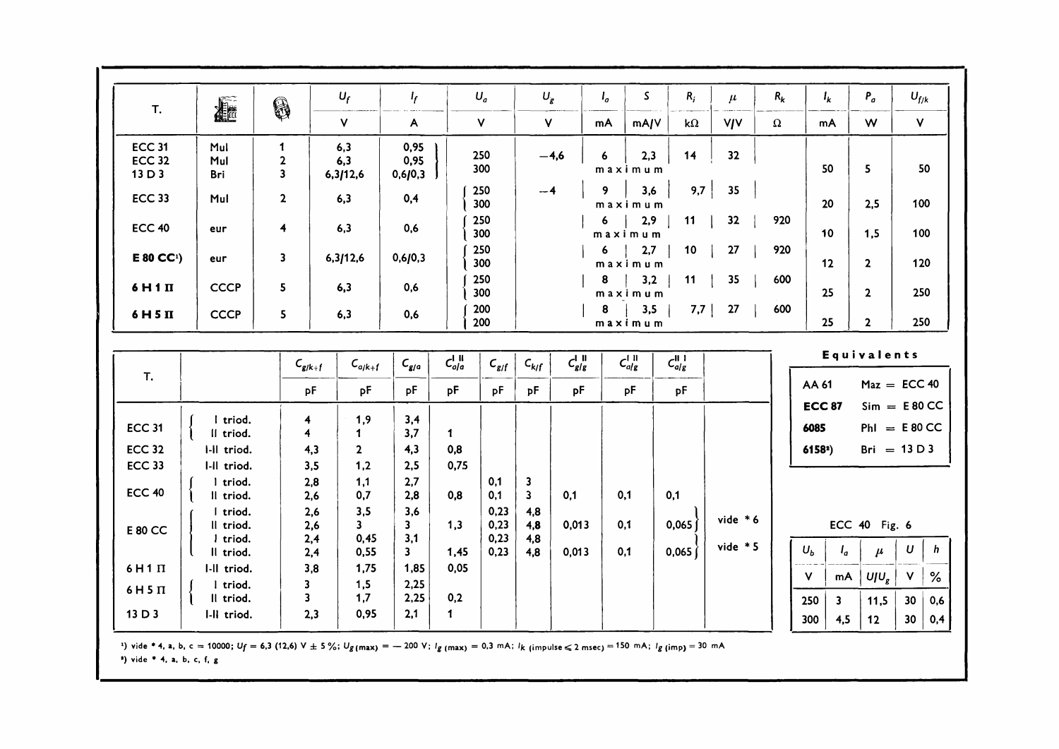| T. | (factory icon) | (base icon) | $U_f$ | $I_f$ | $U_a$ | $U_g$ | $I_a$ | $S$ | $R_i$ | $\mu$ | $R_k$ | $I_k$ | $P_a$ | $U_{f/k}$ |
|---|---|---|---|---|---|---|---|---|---|---|---|---|---|---|
| | | | V | A | V | V | mA | mA/V | kΩ | V/V | Ω | mA | W | V |
| ECC 31 | Mul | 1 | 6,3 | 0,95 | 250 | −4,6 | 6 | 2,3 | 14 | 32 | | | | |
| ECC 32 | Mul | 2 | 6,3 | 0,95 | 300 | | maximum | | | | | 50 | 5 | 50 |
| 13 D 3 | Bri | 3 | 6,3/12,6 | 0,6/0,3 | | | | | | | | | | |
| ECC 33 | Mul | 2 | 6,3 | 0,4 | 250 | −4 | 9 | 3,6 | 9,7 | 35 | | | | |
| | | | | | 300 | | maximum | | | | | 20 | 2,5 | 100 |
| ECC 40 | eur | 4 | 6,3 | 0,6 | 250 | | 6 | 2,9 | 11 | 32 | 920 | | | |
| | | | | | 300 | | maximum | | | | | 10 | 1,5 | 100 |
| **E 80 CC**[1] | eur | 3 | 6,3/12,6 | 0,6/0,3 | 250 | | 6 | 2,7 | 10 | 27 | 920 | | | |
| | | | | | 300 | | maximum | | | | | 12 | 2 | 120 |
| **6 H 1 П** | CCCP | 5 | 6,3 | 0,6 | 250 | | 8 | 3,2 | 11 | 35 | 600 | | | |
| | | | | | 300 | | maximum | | | | | 25 | 2 | 250 |
| **6 H 5 П** | CCCP | 5 | 6,3 | 0,6 | 200 | | 8 | 3,5 | 7,7 | 27 | 600 | | | |
| | | | | | 200 | | maximum | | | | | 25 | 2 | 250 |

| T. | | $C_{g/k+f}$ | $C_{a/k+f}$ | $C_{g/a}$ | $C_{a/a}^{I\ II}$ | $C_{g/f}$ | $C_{k/f}$ | $C_{g/g}^{I\ II}$ | $C_{a/g}^{I\ II}$ | $C_{a/g}^{II\ I}$ | |
|---|---|---|---|---|---|---|---|---|---|---|---|
| | | pF | pF | pF | pF | pF | pF | pF | pF | pF | |
| ECC 31 | I triod. | 4 | 1,9 | 3,4 | | | | | | | |
| | II triod. | 4 | 1 | 3,7 | 1 | | | | | | |
| ECC 32 | I-II triod. | 4,3 | 2 | 4,3 | 0,8 | | | | | | |
| ECC 33 | I-II triod. | 3,5 | 1,2 | 2,5 | 0,75 | | | | | | |
| ECC 40 | I triod. | 2,8 | 1,1 | 2,7 | | 0,1 | 3 | | | | |
| | II triod. | 2,6 | 0,7 | 2,8 | 0,8 | 0,1 | 3 | 0,1 | 0,1 | 0,1 | |
| E 80 CC | I triod. | 2,6 | 3,5 | 3,6 | | 0,23 | 4,8 | | | | |
| | II triod. | 2,6 | 3 | 3 | 1,3 | 0,23 | 4,8 | 0,013 | 0,1 | 0,065 | vide * 6 |
| | I triod. | 2,4 | 0,45 | 3,1 | | 0,23 | 4,8 | | | | |
| | II triod. | 2,4 | 0,55 | 3 | 1,45 | 0,23 | 4,8 | 0,013 | 0,1 | 0,065 | vide * 5 |
| 6 H 1 П | I-II triod. | 3,8 | 1,75 | 1,85 | 0,05 | | | | | | |
| 6 H 5 П | I triod. | 3 | 1,5 | 2,25 | | | | | | | |
| | II triod. | 3 | 1,7 | 2,25 | 0,2 | | | | | | |
| 13 D 3 | I-II triod. | 2,3 | 0,95 | 2,1 | 1 | | | | | | |

**Equivalents**

| | |
|---|---|
| AA 61 | Maz = ECC 40 |
| **ECC 87** | Sim = E 80 CC |
| **6085** | Phl = E 80 CC |
| **6158**[2]) | Bri = 13 D 3 |

ECC 40 Fig. 6

| $U_b$ | $I_a$ | $\mu$ | $U$ | $h$ |
|---|---|---|---|---|
| V | mA | $U/U_g$ | V | % |
| 250 | 3 | 11,5 | 30 | 0,6 |
| 300 | 4,5 | 12 | 30 | 0,4 |

[1]) vide * 4, a, b, c = 10000; $U_f$ = 6,3 (12,6) V ± 5 %; $U_{g\,(max)}$ = − 200 V; $I_{g\,(max)}$ = 0,3 mA; $I_{k\,(impulse \leq 2\,msec)}$ = 150 mA; $I_{g\,(imp)}$ = 30 mA

[2]) vide * 4, a, b, c, f, g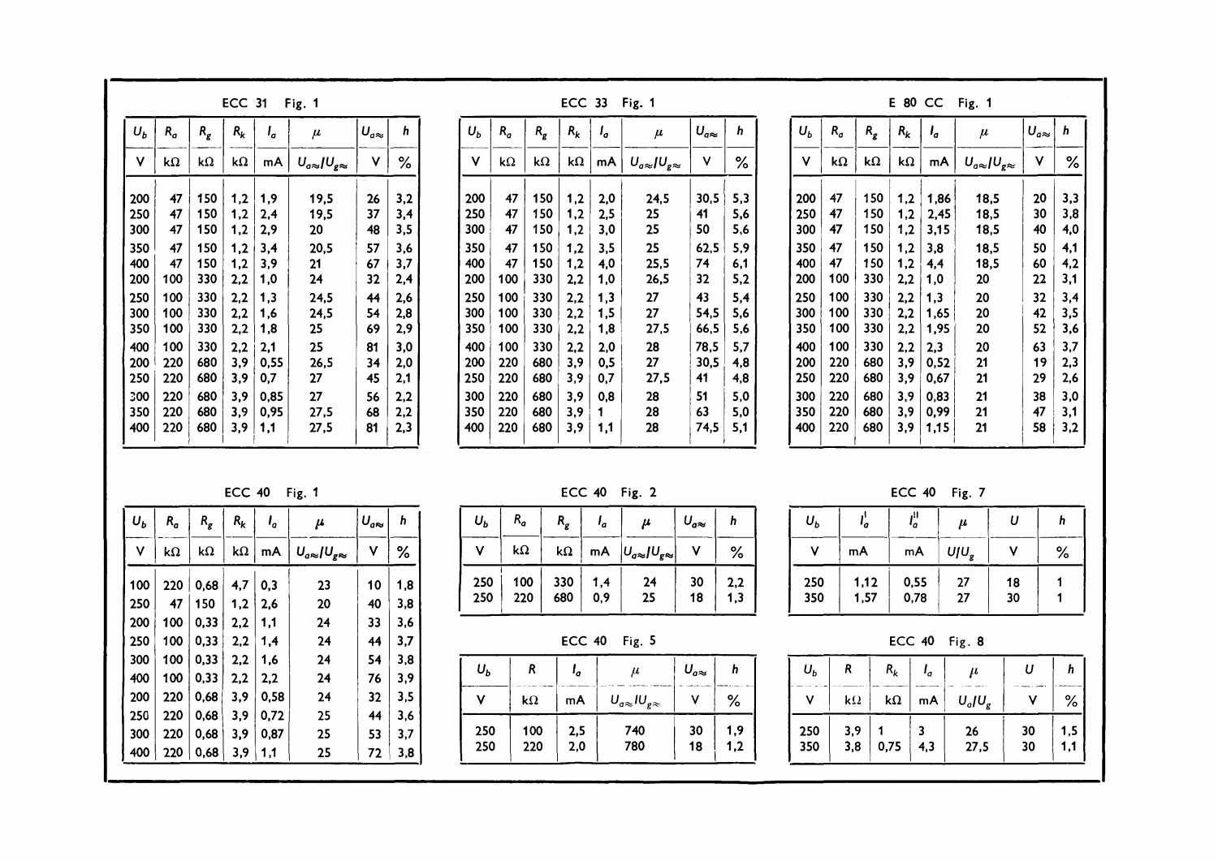## ECC 31 Fig. 1

| $U_b$ | $R_a$ | $R_g$ | $R_k$ | $I_a$ | $\mu$ | $U_{a\approx}$ | $h$ |
|---|---|---|---|---|---|---|---|
| V | kΩ | kΩ | kΩ | mA | $U_{a\approx}/U_{g\approx}$ | V | % |
| 200 | 47 | 150 | 1,2 | 1,9 | 19,5 | 26 | 3,2 |
| 250 | 47 | 150 | 1,2 | 2,4 | 19,5 | 37 | 3,4 |
| 300 | 47 | 150 | 1,2 | 2,9 | 20 | 48 | 3,5 |
| 350 | 47 | 150 | 1,2 | 3,4 | 20,5 | 57 | 3,6 |
| 400 | 47 | 150 | 1,2 | 3,9 | 21 | 67 | 3,7 |
| 200 | 100 | 330 | 2,2 | 1,0 | 24 | 32 | 2,4 |
| 250 | 100 | 330 | 2,2 | 1,3 | 24,5 | 44 | 2,6 |
| 300 | 100 | 330 | 2,2 | 1,6 | 24,5 | 54 | 2,8 |
| 350 | 100 | 330 | 2,2 | 1,8 | 25 | 69 | 2,9 |
| 400 | 100 | 330 | 2,2 | 2,1 | 25 | 81 | 3,0 |
| 200 | 220 | 680 | 3,9 | 0,55 | 26,5 | 34 | 2,0 |
| 250 | 220 | 680 | 3,9 | 0,7 | 27 | 45 | 2,1 |
| 300 | 220 | 680 | 3,9 | 0,85 | 27 | 56 | 2,2 |
| 350 | 220 | 680 | 3,9 | 0,95 | 27,5 | 68 | 2,2 |
| 400 | 220 | 680 | 3,9 | 1,1 | 27,5 | 81 | 2,3 |

## ECC 33 Fig. 1

| $U_b$ | $R_a$ | $R_g$ | $R_k$ | $I_a$ | $\mu$ | $U_{a\approx}$ | $h$ |
|---|---|---|---|---|---|---|---|
| V | kΩ | kΩ | kΩ | mA | $U_{a\approx}/U_{g\approx}$ | V | % |
| 200 | 47 | 150 | 1,2 | 2,0 | 24,5 | 30,5 | 5,3 |
| 250 | 47 | 150 | 1,2 | 2,5 | 25 | 41 | 5,6 |
| 300 | 47 | 150 | 1,2 | 3,0 | 25 | 50 | 5,6 |
| 350 | 47 | 150 | 1,2 | 3,5 | 25 | 62,5 | 5,9 |
| 400 | 47 | 150 | 1,2 | 4,0 | 25,5 | 74 | 6,1 |
| 200 | 100 | 330 | 2,2 | 1,0 | 26,5 | 32 | 5,2 |
| 250 | 100 | 330 | 2,2 | 1,3 | 27 | 43 | 5,4 |
| 300 | 100 | 330 | 2,2 | 1,5 | 27 | 54,5 | 5,6 |
| 350 | 100 | 330 | 2,2 | 1,8 | 27,5 | 66,5 | 5,6 |
| 400 | 100 | 330 | 2,2 | 2,0 | 28 | 78,5 | 5,7 |
| 200 | 220 | 680 | 3,9 | 0,5 | 27 | 30,5 | 4,8 |
| 250 | 220 | 680 | 3,9 | 0,7 | 27,5 | 41 | 4,8 |
| 300 | 220 | 680 | 3,9 | 0,8 | 28 | 51 | 5,0 |
| 350 | 220 | 680 | 3,9 | 1 | 28 | 63 | 5,0 |
| 400 | 220 | 680 | 3,9 | 1,1 | 28 | 74,5 | 5,1 |

## E 80 CC Fig. 1

| $U_b$ | $R_a$ | $R_g$ | $R_k$ | $I_a$ | $\mu$ | $U_{a\approx}$ | $h$ |
|---|---|---|---|---|---|---|---|
| V | kΩ | kΩ | kΩ | mA | $U_{a\approx}/U_{g\approx}$ | V | % |
| 200 | 47 | 150 | 1,2 | 1,86 | 18,5 | 20 | 3,3 |
| 250 | 47 | 150 | 1,2 | 2,45 | 18,5 | 30 | 3,8 |
| 300 | 47 | 150 | 1,2 | 3,15 | 18,5 | 40 | 4,0 |
| 350 | 47 | 150 | 1,2 | 3,8 | 18,5 | 50 | 4,1 |
| 400 | 47 | 150 | 1,2 | 4,4 | 18,5 | 60 | 4,2 |
| 200 | 100 | 330 | 2,2 | 1,0 | 20 | 22 | 3,1 |
| 250 | 100 | 330 | 2,2 | 1,3 | 20 | 32 | 3,4 |
| 300 | 100 | 330 | 2,2 | 1,65 | 20 | 42 | 3,5 |
| 350 | 100 | 330 | 2,2 | 1,95 | 20 | 52 | 3,6 |
| 400 | 100 | 330 | 2,2 | 2,3 | 20 | 63 | 3,7 |
| 200 | 220 | 680 | 3,9 | 0,52 | 21 | 19 | 2,3 |
| 250 | 220 | 680 | 3,9 | 0,67 | 21 | 29 | 2,6 |
| 300 | 220 | 680 | 3,9 | 0,83 | 21 | 38 | 3,0 |
| 350 | 220 | 680 | 3,9 | 0,99 | 21 | 47 | 3,1 |
| 400 | 220 | 680 | 3,9 | 1,15 | 21 | 58 | 3,2 |

## ECC 40 Fig. 1

| $U_b$ | $R_a$ | $R_g$ | $R_k$ | $I_a$ | $\mu$ | $U_{a\approx}$ | $h$ |
|---|---|---|---|---|---|---|---|
| V | kΩ | kΩ | kΩ | mA | $U_{a\approx}/U_{g\approx}$ | V | % |
| 100 | 220 | 0,68 | 4,7 | 0,3 | 23 | 10 | 1,8 |
| 250 | 47 | 150 | 1,2 | 2,6 | 20 | 40 | 3,8 |
| 200 | 100 | 0,33 | 2,2 | 1,1 | 24 | 33 | 3,6 |
| 250 | 100 | 0,33 | 2,2 | 1,4 | 24 | 44 | 3,7 |
| 300 | 100 | 0,33 | 2,2 | 1,6 | 24 | 54 | 3,8 |
| 400 | 100 | 0,33 | 2,2 | 2,2 | 24 | 76 | 3,9 |
| 200 | 220 | 0,68 | 3,9 | 0,58 | 24 | 32 | 3,5 |
| 250 | 220 | 0,68 | 3,9 | 0,72 | 25 | 44 | 3,6 |
| 300 | 220 | 0,68 | 3,9 | 0,87 | 25 | 53 | 3,7 |
| 400 | 220 | 0,68 | 3,9 | 1,1 | 25 | 72 | 3,8 |

## ECC 40 Fig. 2

| $U_b$ | $R_a$ | $R_g$ | $I_a$ | $\mu$ | $U_{a\approx}$ | $h$ |
|---|---|---|---|---|---|---|
| V | kΩ | kΩ | mA | $U_{a\approx}/U_{g\approx}$ | V | % |
| 250 | 100 | 330 | 1,4 | 24 | 30 | 2,2 |
| 250 | 220 | 680 | 0,9 | 25 | 18 | 1,3 |

## ECC 40 Fig. 5

| $U_b$ | $R$ | $I_a$ | $\mu$ | $U_{a\approx}$ | $h$ |
|---|---|---|---|---|---|
| V | kΩ | mA | $U_{a\approx}/U_{g\approx}$ | V | % |
| 250 | 100 | 2,5 | 740 | 30 | 1,9 |
| 250 | 220 | 2,0 | 780 | 18 | 1,2 |

## ECC 40 Fig. 7

| $U_b$ | $I_a^{I}$ | $I_a^{II}$ | $\mu$ | $U$ | $h$ |
|---|---|---|---|---|---|
| V | mA | mA | $U/U_g$ | V | % |
| 250 | 1,12 | 0,55 | 27 | 18 | 1 |
| 350 | 1,57 | 0,78 | 27 | 30 | 1 |

## ECC 40 Fig. 8

| $U_b$ | $R$ | $R_k$ | $I_a$ | $\mu$ | $U$ | $h$ |
|---|---|---|---|---|---|---|
| V | kΩ | kΩ | mA | $U_a/U_g$ | V | % |
| 250 | 3,9 | 1 | 3 | 26 | 30 | 1,5 |
| 350 | 3,8 | 0,75 | 4,3 | 27,5 | 30 | 1,1 |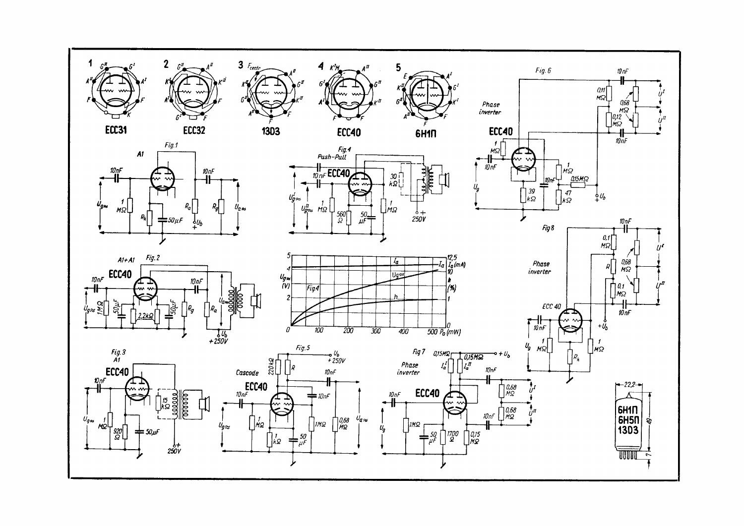1 ECC31

2 ECC32

3 13D3

4 ECC40

5 6H1П

Fig. 1 — A1

Fig. 2 — A1+A1 — ECC40

Fig. 3 — A1 — ECC40

Fig. 4 — Push-Pull — ECC40

Fig. 5 — Cascode — ECC40

Fig. 6 — Phase inverter — ECC40

Fig. 7 — Phase inverter — ECC40

Fig. 8 — Phase inverter — ECC 40

6H1П
6H5П
13D3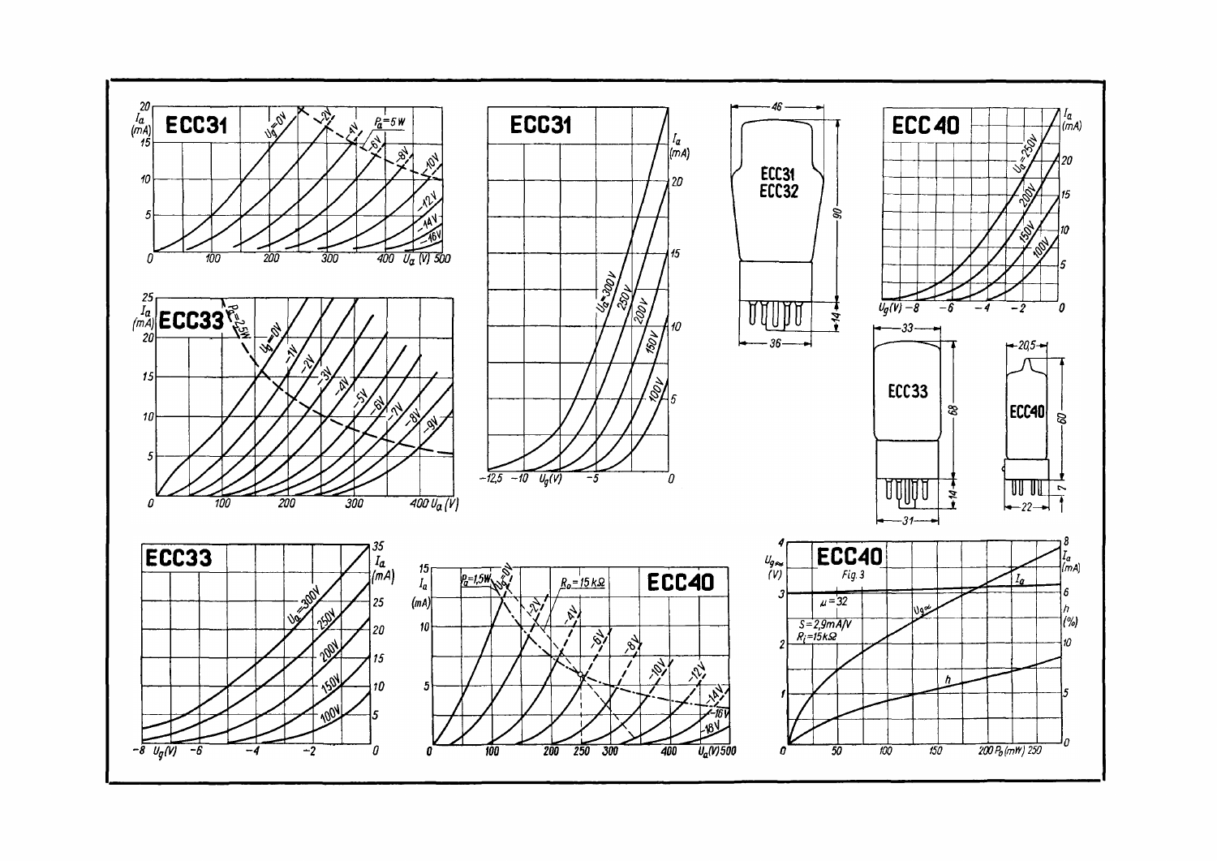ECC31

ECC31

ECC31
ECC32

ECC40

ECC33

ECC33

ECC40

ECC33

ECC40

ECC40

Fig. 3

$\mu = 32$

$S = 2{,}9\,mA/V$

$R_i = 15\,k\Omega$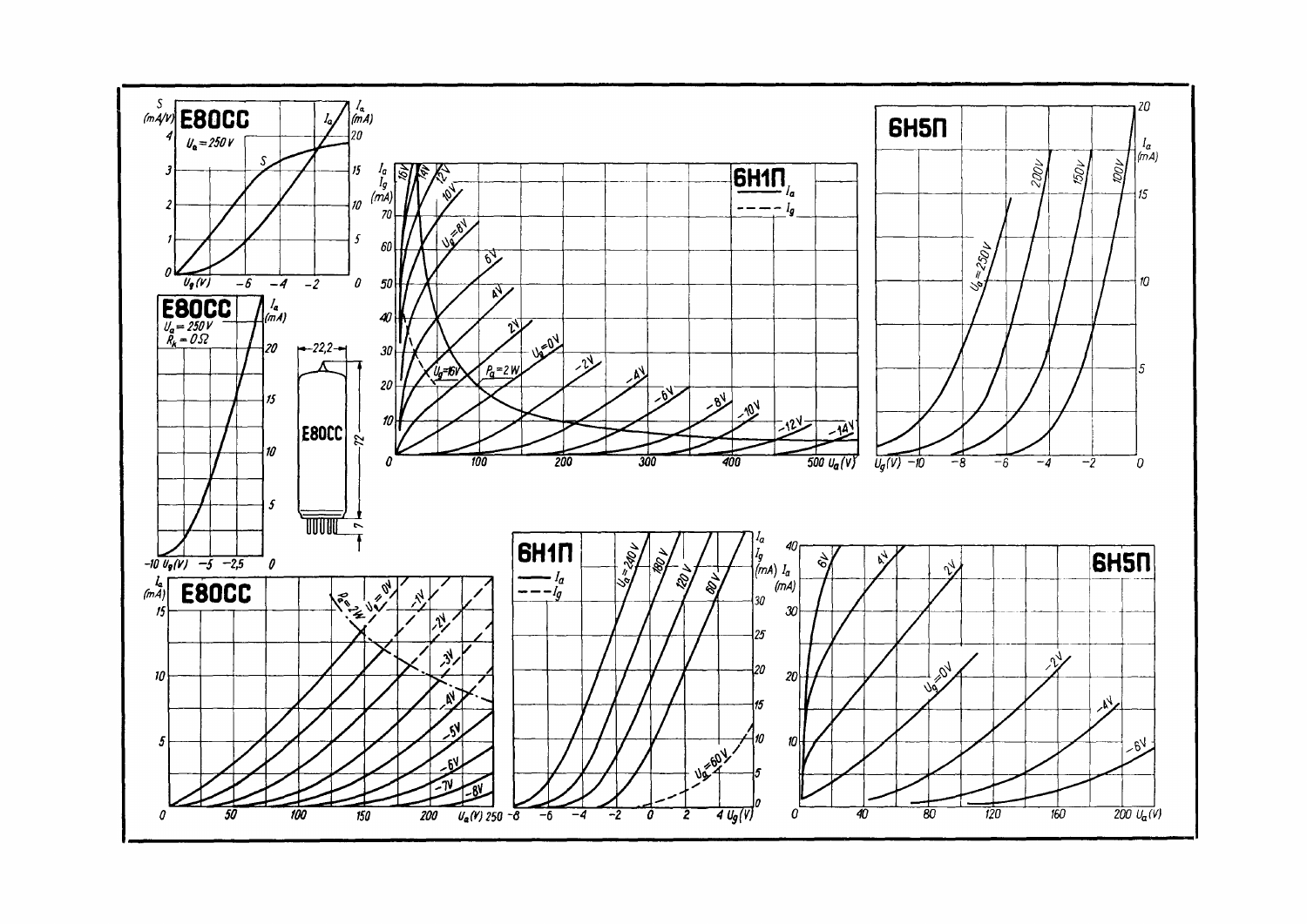E80CC

$U_a = 250\ V$

S (mA/V)

$I_a$ (mA)

S

$I_a$

$U_g$ (V) −6 −4 −2 0

E80CC

$U_a = 250\ V$

$R_k = 0\ \Omega$

$I_a$ (mA)

−10 $U_g$ (V) −5 −2,5 0

22,2

E80CC

72

7

E80CC

$I_a$ (mA)

$P_a = 2\ W$

$U_g = 0V$ −1V −2V −3V −4V −5V −6V −7V −8V

0 50 100 150 200 $U_a$ (V) 250

6H1П

$I_a$

$I_g$

$I_a$ $I_g$ (mA)

16V 14V 12V 10V $U_g$=8V 6V 4V 2V $U_g$=0V −2V −4V −6V −8V −10V −12V −14V

$U_g$=16V

$P_a$=2W

0 100 200 300 400 500 $U_a$ (V)

6H5П

$U_a$=250V 200V 150V 100V

$I_a$ (mA)

$U_g$ (V) −10 −8 −6 −4 −2 0

6H1П

$I_a$

$I_g$

$U_a$=240V 180V 120V 60V

$U_a$=60V

$I_a$ $I_g$ (mA)

−8 −6 −4 −2 0 2 4 $U_g$ (V)

6H5П

$I_a$ (mA)

6V 4V 2V $U_g$=0V −2V −4V −6V

0 40 80 120 160 200 $U_a$ (V)